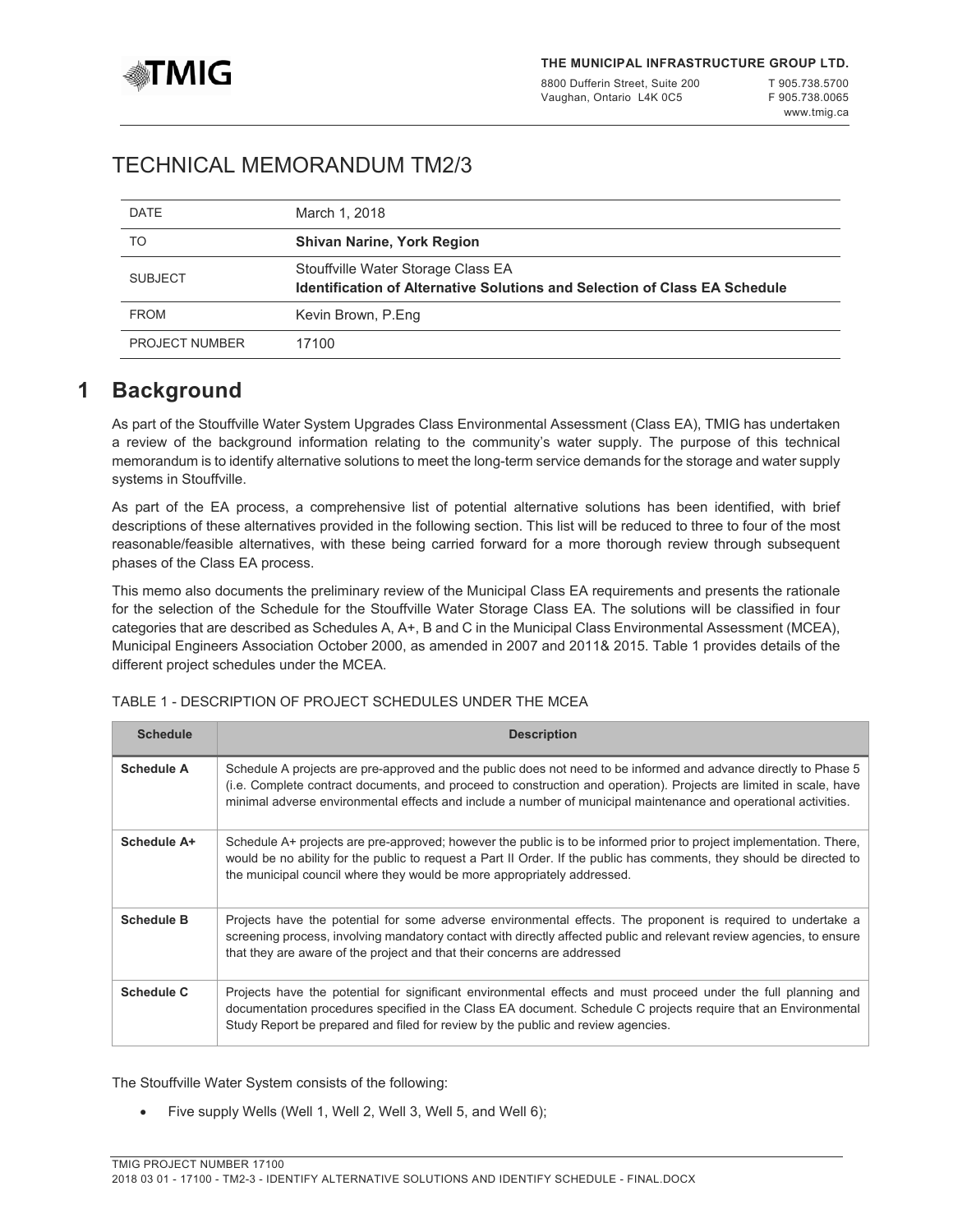**THE MUNICIPAL INFRASTRUCTURE GROUP LTD.**

8800 Dufferin Street, Suite 200
Vaughan, Ontario L4K 0C5

T 905.738.5700
F 905.738.0065
www.tmig.ca

# TECHNICAL MEMORANDUM TM2/3

| | |
|---|---|
| DATE | March 1, 2018 |
| TO | **Shivan Narine, York Region** |
| SUBJECT | Stouffville Water Storage Class EA<br>**Identification of Alternative Solutions and Selection of Class EA Schedule** |
| FROM | Kevin Brown, P.Eng |
| PROJECT NUMBER | 17100 |

## 1 Background

As part of the Stouffville Water System Upgrades Class Environmental Assessment (Class EA), TMIG has undertaken a review of the background information relating to the community's water supply. The purpose of this technical memorandum is to identify alternative solutions to meet the long-term service demands for the storage and water supply systems in Stouffville.

As part of the EA process, a comprehensive list of potential alternative solutions has been identified, with brief descriptions of these alternatives provided in the following section. This list will be reduced to three to four of the most reasonable/feasible alternatives, with these being carried forward for a more thorough review through subsequent phases of the Class EA process.

This memo also documents the preliminary review of the Municipal Class EA requirements and presents the rationale for the selection of the Schedule for the Stouffville Water Storage Class EA. The solutions will be classified in four categories that are described as Schedules A, A+, B and C in the Municipal Class Environmental Assessment (MCEA), Municipal Engineers Association October 2000, as amended in 2007 and 2011& 2015. Table 1 provides details of the different project schedules under the MCEA.

TABLE 1 - DESCRIPTION OF PROJECT SCHEDULES UNDER THE MCEA

| Schedule | Description |
|---|---|
| **Schedule A** | Schedule A projects are pre-approved and the public does not need to be informed and advance directly to Phase 5 (i.e. Complete contract documents, and proceed to construction and operation). Projects are limited in scale, have minimal adverse environmental effects and include a number of municipal maintenance and operational activities. |
| **Schedule A+** | Schedule A+ projects are pre-approved; however the public is to be informed prior to project implementation. There, would be no ability for the public to request a Part II Order. If the public has comments, they should be directed to the municipal council where they would be more appropriately addressed. |
| **Schedule B** | Projects have the potential for some adverse environmental effects. The proponent is required to undertake a screening process, involving mandatory contact with directly affected public and relevant review agencies, to ensure that they are aware of the project and that their concerns are addressed |
| **Schedule C** | Projects have the potential for significant environmental effects and must proceed under the full planning and documentation procedures specified in the Class EA document. Schedule C projects require that an Environmental Study Report be prepared and filed for review by the public and review agencies. |

The Stouffville Water System consists of the following:

- Five supply Wells (Well 1, Well 2, Well 3, Well 5, and Well 6);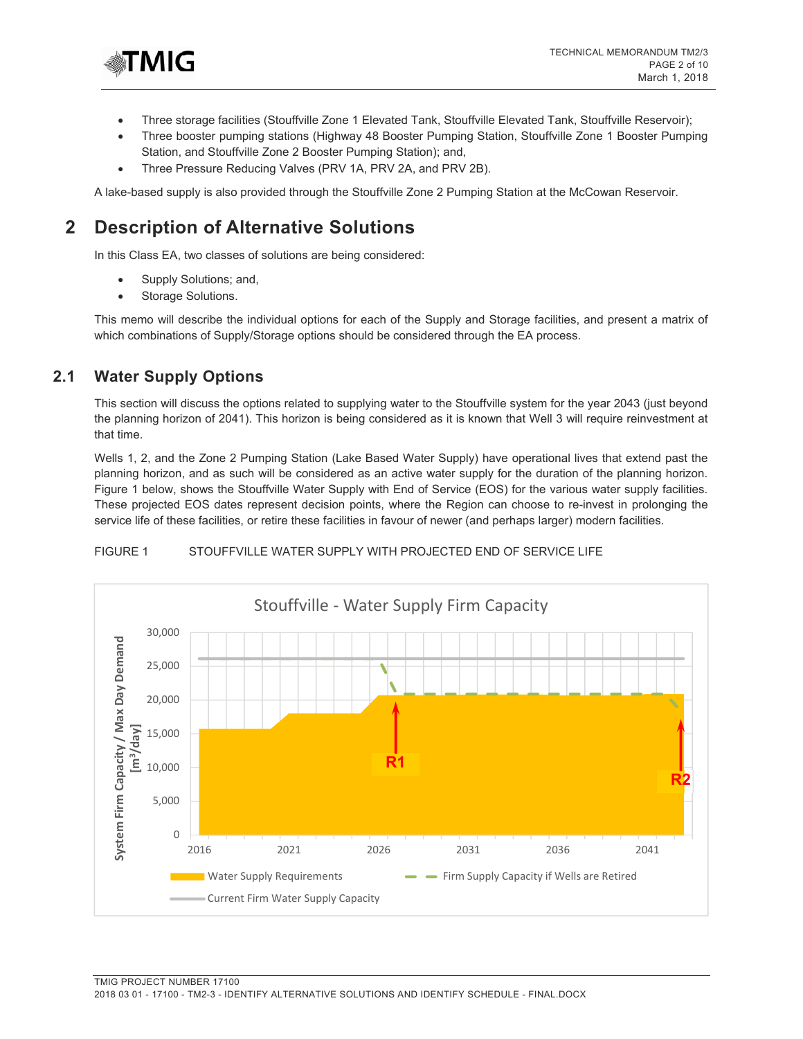- Three storage facilities (Stouffville Zone 1 Elevated Tank, Stouffville Elevated Tank, Stouffville Reservoir);
- Three booster pumping stations (Highway 48 Booster Pumping Station, Stouffville Zone 1 Booster Pumping Station, and Stouffville Zone 2 Booster Pumping Station); and,
- Three Pressure Reducing Valves (PRV 1A, PRV 2A, and PRV 2B).

A lake-based supply is also provided through the Stouffville Zone 2 Pumping Station at the McCowan Reservoir.

# 2 Description of Alternative Solutions

In this Class EA, two classes of solutions are being considered:

- Supply Solutions; and,
- Storage Solutions.

This memo will describe the individual options for each of the Supply and Storage facilities, and present a matrix of which combinations of Supply/Storage options should be considered through the EA process.

## 2.1 Water Supply Options

This section will discuss the options related to supplying water to the Stouffville system for the year 2043 (just beyond the planning horizon of 2041). This horizon is being considered as it is known that Well 3 will require reinvestment at that time.

Wells 1, 2, and the Zone 2 Pumping Station (Lake Based Water Supply) have operational lives that extend past the planning horizon, and as such will be considered as an active water supply for the duration of the planning horizon. Figure 1 below, shows the Stouffville Water Supply with End of Service (EOS) for the various water supply facilities. These projected EOS dates represent decision points, where the Region can choose to re-invest in prolonging the service life of these facilities, or retire these facilities in favour of newer (and perhaps larger) modern facilities.

FIGURE 1 STOUFFVILLE WATER SUPPLY WITH PROJECTED END OF SERVICE LIFE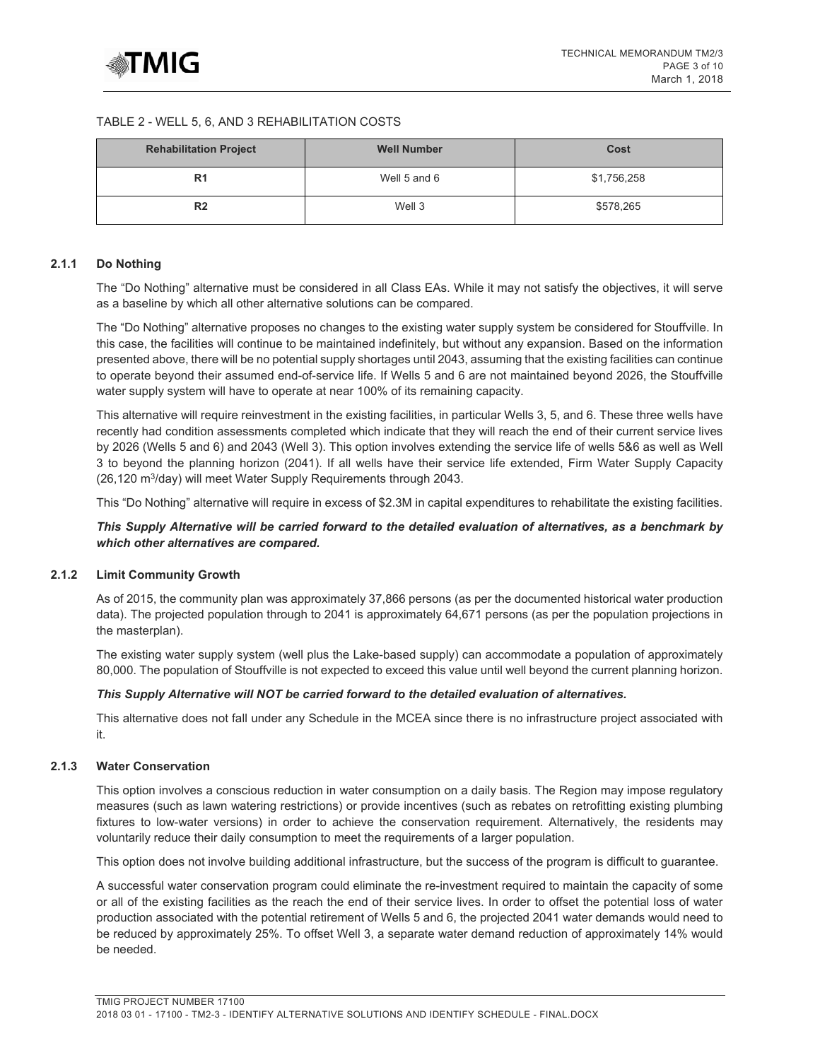TABLE 2 - WELL 5, 6, AND 3 REHABILITATION COSTS

| Rehabilitation Project | Well Number | Cost |
| --- | --- | --- |
| R1 | Well 5 and 6 | $1,756,258 |
| R2 | Well 3 | $578,265 |

### 2.1.1 Do Nothing

The "Do Nothing" alternative must be considered in all Class EAs. While it may not satisfy the objectives, it will serve as a baseline by which all other alternative solutions can be compared.

The "Do Nothing" alternative proposes no changes to the existing water supply system be considered for Stouffville. In this case, the facilities will continue to be maintained indefinitely, but without any expansion. Based on the information presented above, there will be no potential supply shortages until 2043, assuming that the existing facilities can continue to operate beyond their assumed end-of-service life. If Wells 5 and 6 are not maintained beyond 2026, the Stouffville water supply system will have to operate at near 100% of its remaining capacity.

This alternative will require reinvestment in the existing facilities, in particular Wells 3, 5, and 6. These three wells have recently had condition assessments completed which indicate that they will reach the end of their current service lives by 2026 (Wells 5 and 6) and 2043 (Well 3). This option involves extending the service life of wells 5&6 as well as Well 3 to beyond the planning horizon (2041). If all wells have their service life extended, Firm Water Supply Capacity (26,120 $m^3$/day) will meet Water Supply Requirements through 2043.

This "Do Nothing" alternative will require in excess of $2.3M in capital expenditures to rehabilitate the existing facilities.

***This Supply Alternative will be carried forward to the detailed evaluation of alternatives, as a benchmark by which other alternatives are compared.***

### 2.1.2 Limit Community Growth

As of 2015, the community plan was approximately 37,866 persons (as per the documented historical water production data). The projected population through to 2041 is approximately 64,671 persons (as per the population projections in the masterplan).

The existing water supply system (well plus the Lake-based supply) can accommodate a population of approximately 80,000. The population of Stouffville is not expected to exceed this value until well beyond the current planning horizon.

***This Supply Alternative will NOT be carried forward to the detailed evaluation of alternatives.***

This alternative does not fall under any Schedule in the MCEA since there is no infrastructure project associated with it.

### 2.1.3 Water Conservation

This option involves a conscious reduction in water consumption on a daily basis. The Region may impose regulatory measures (such as lawn watering restrictions) or provide incentives (such as rebates on retrofitting existing plumbing fixtures to low-water versions) in order to achieve the conservation requirement. Alternatively, the residents may voluntarily reduce their daily consumption to meet the requirements of a larger population.

This option does not involve building additional infrastructure, but the success of the program is difficult to guarantee.

A successful water conservation program could eliminate the re-investment required to maintain the capacity of some or all of the existing facilities as the reach the end of their service lives. In order to offset the potential loss of water production associated with the potential retirement of Wells 5 and 6, the projected 2041 water demands would need to be reduced by approximately 25%. To offset Well 3, a separate water demand reduction of approximately 14% would be needed.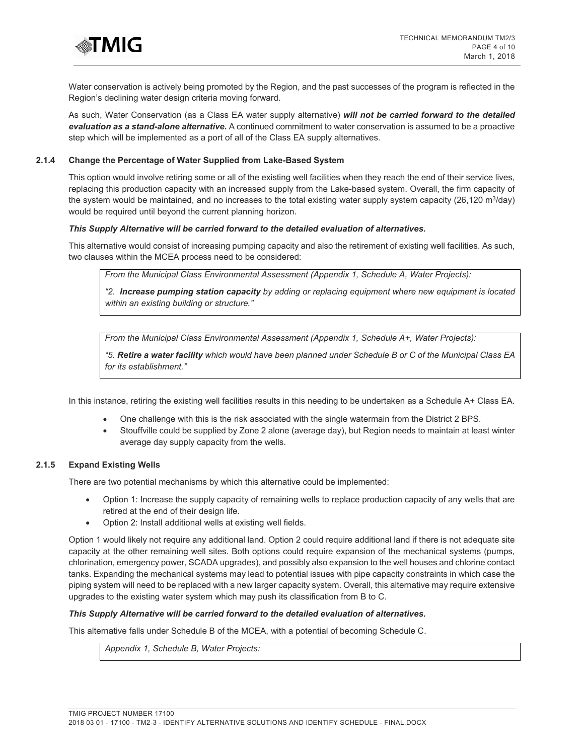Water conservation is actively being promoted by the Region, and the past successes of the program is reflected in the Region's declining water design criteria moving forward.

As such, Water Conservation (as a Class EA water supply alternative) ***will not be carried forward to the detailed evaluation as a stand-alone alternative.*** A continued commitment to water conservation is assumed to be a proactive step which will be implemented as a port of all of the Class EA supply alternatives.

### 2.1.4 Change the Percentage of Water Supplied from Lake-Based System

This option would involve retiring some or all of the existing well facilities when they reach the end of their service lives, replacing this production capacity with an increased supply from the Lake-based system. Overall, the firm capacity of the system would be maintained, and no increases to the total existing water supply system capacity (26,120 $m^3$/day) would be required until beyond the current planning horizon.

***This Supply Alternative will be carried forward to the detailed evaluation of alternatives.***

This alternative would consist of increasing pumping capacity and also the retirement of existing well facilities. As such, two clauses within the MCEA process need to be considered:

> *From the Municipal Class Environmental Assessment (Appendix 1, Schedule A, Water Projects):*
>
> *"2. **Increase pumping station capacity** by adding or replacing equipment where new equipment is located within an existing building or structure."*

> *From the Municipal Class Environmental Assessment (Appendix 1, Schedule A+, Water Projects):*
>
> *"5. **Retire a water facility** which would have been planned under Schedule B or C of the Municipal Class EA for its establishment."*

In this instance, retiring the existing well facilities results in this needing to be undertaken as a Schedule A+ Class EA.

- One challenge with this is the risk associated with the single watermain from the District 2 BPS.
- Stouffville could be supplied by Zone 2 alone (average day), but Region needs to maintain at least winter average day supply capacity from the wells.

### 2.1.5 Expand Existing Wells

There are two potential mechanisms by which this alternative could be implemented:

- Option 1: Increase the supply capacity of remaining wells to replace production capacity of any wells that are retired at the end of their design life.
- Option 2: Install additional wells at existing well fields.

Option 1 would likely not require any additional land. Option 2 could require additional land if there is not adequate site capacity at the other remaining well sites. Both options could require expansion of the mechanical systems (pumps, chlorination, emergency power, SCADA upgrades), and possibly also expansion to the well houses and chlorine contact tanks. Expanding the mechanical systems may lead to potential issues with pipe capacity constraints in which case the piping system will need to be replaced with a new larger capacity system. Overall, this alternative may require extensive upgrades to the existing water system which may push its classification from B to C.

***This Supply Alternative will be carried forward to the detailed evaluation of alternatives.***

This alternative falls under Schedule B of the MCEA, with a potential of becoming Schedule C.

> *Appendix 1, Schedule B, Water Projects:*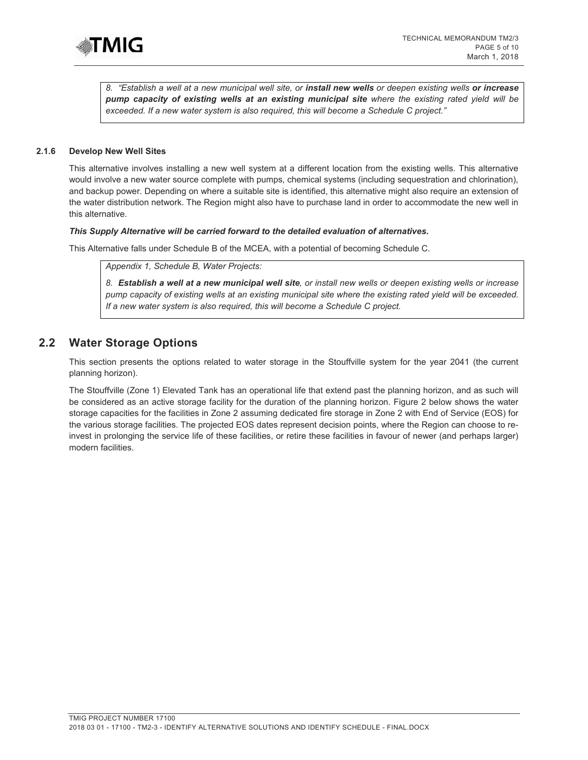> *8. "Establish a well at a new municipal well site, or* ***install new wells*** *or deepen existing wells* ***or increase pump capacity of existing wells at an existing municipal site*** *where the existing rated yield will be exceeded. If a new water system is also required, this will become a Schedule C project."*

#### 2.1.6 Develop New Well Sites

This alternative involves installing a new well system at a different location from the existing wells. This alternative would involve a new water source complete with pumps, chemical systems (including sequestration and chlorination), and backup power. Depending on where a suitable site is identified, this alternative might also require an extension of the water distribution network. The Region might also have to purchase land in order to accommodate the new well in this alternative.

***This Supply Alternative will be carried forward to the detailed evaluation of alternatives.***

This Alternative falls under Schedule B of the MCEA, with a potential of becoming Schedule C.

> *Appendix 1, Schedule B, Water Projects:*
>
> *8.* ***Establish a well at a new municipal well site****, or install new wells or deepen existing wells or increase pump capacity of existing wells at an existing municipal site where the existing rated yield will be exceeded. If a new water system is also required, this will become a Schedule C project.*

## 2.2 Water Storage Options

This section presents the options related to water storage in the Stouffville system for the year 2041 (the current planning horizon).

The Stouffville (Zone 1) Elevated Tank has an operational life that extend past the planning horizon, and as such will be considered as an active storage facility for the duration of the planning horizon. Figure 2 below shows the water storage capacities for the facilities in Zone 2 assuming dedicated fire storage in Zone 2 with End of Service (EOS) for the various storage facilities. The projected EOS dates represent decision points, where the Region can choose to re-invest in prolonging the service life of these facilities, or retire these facilities in favour of newer (and perhaps larger) modern facilities.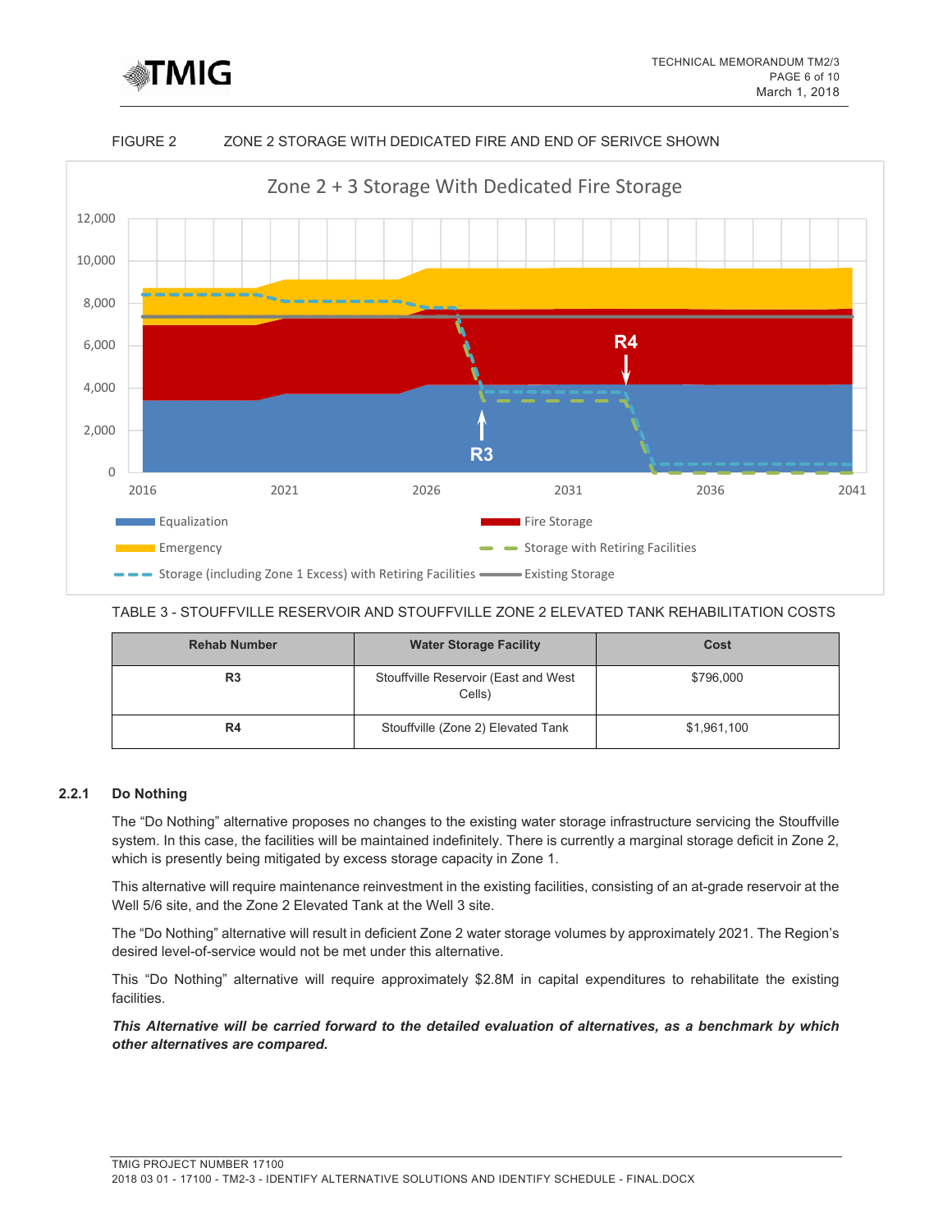FIGURE 2 ZONE 2 STORAGE WITH DEDICATED FIRE AND END OF SERIVCE SHOWN

TABLE 3 - STOUFFVILLE RESERVOIR AND STOUFFVILLE ZONE 2 ELEVATED TANK REHABILITATION COSTS

| Rehab Number | Water Storage Facility | Cost |
|---|---|---|
| R3 | Stouffville Reservoir (East and West Cells) | $796,000 |
| R4 | Stouffville (Zone 2) Elevated Tank | $1,961,100 |

### 2.2.1 Do Nothing

The "Do Nothing" alternative proposes no changes to the existing water storage infrastructure servicing the Stouffville system. In this case, the facilities will be maintained indefinitely. There is currently a marginal storage deficit in Zone 2, which is presently being mitigated by excess storage capacity in Zone 1.

This alternative will require maintenance reinvestment in the existing facilities, consisting of an at-grade reservoir at the Well 5/6 site, and the Zone 2 Elevated Tank at the Well 3 site.

The "Do Nothing" alternative will result in deficient Zone 2 water storage volumes by approximately 2021. The Region's desired level-of-service would not be met under this alternative.

This "Do Nothing" alternative will require approximately $2.8M in capital expenditures to rehabilitate the existing facilities.

***This Alternative will be carried forward to the detailed evaluation of alternatives, as a benchmark by which other alternatives are compared.***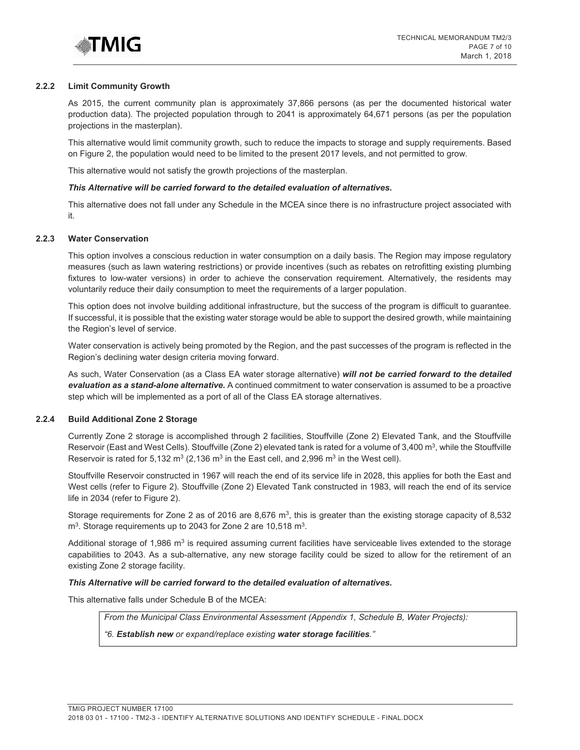### 2.2.2 Limit Community Growth

As 2015, the current community plan is approximately 37,866 persons (as per the documented historical water production data). The projected population through to 2041 is approximately 64,671 persons (as per the population projections in the masterplan).

This alternative would limit community growth, such to reduce the impacts to storage and supply requirements. Based on Figure 2, the population would need to be limited to the present 2017 levels, and not permitted to grow.

This alternative would not satisfy the growth projections of the masterplan.

***This Alternative will be carried forward to the detailed evaluation of alternatives.***

This alternative does not fall under any Schedule in the MCEA since there is no infrastructure project associated with it.

### 2.2.3 Water Conservation

This option involves a conscious reduction in water consumption on a daily basis. The Region may impose regulatory measures (such as lawn watering restrictions) or provide incentives (such as rebates on retrofitting existing plumbing fixtures to low-water versions) in order to achieve the conservation requirement. Alternatively, the residents may voluntarily reduce their daily consumption to meet the requirements of a larger population.

This option does not involve building additional infrastructure, but the success of the program is difficult to guarantee. If successful, it is possible that the existing water storage would be able to support the desired growth, while maintaining the Region's level of service.

Water conservation is actively being promoted by the Region, and the past successes of the program is reflected in the Region's declining water design criteria moving forward.

As such, Water Conservation (as a Class EA water storage alternative) ***will not be carried forward to the detailed evaluation as a stand-alone alternative.*** A continued commitment to water conservation is assumed to be a proactive step which will be implemented as a port of all of the Class EA storage alternatives.

### 2.2.4 Build Additional Zone 2 Storage

Currently Zone 2 storage is accomplished through 2 facilities, Stouffville (Zone 2) Elevated Tank, and the Stouffville Reservoir (East and West Cells). Stouffville (Zone 2) elevated tank is rated for a volume of 3,400 $m^3$, while the Stouffville Reservoir is rated for 5,132 $m^3$ (2,136 $m^3$ in the East cell, and 2,996 $m^3$ in the West cell).

Stouffville Reservoir constructed in 1967 will reach the end of its service life in 2028, this applies for both the East and West cells (refer to Figure 2). Stouffville (Zone 2) Elevated Tank constructed in 1983, will reach the end of its service life in 2034 (refer to Figure 2).

Storage requirements for Zone 2 as of 2016 are 8,676 $m^3$, this is greater than the existing storage capacity of 8,532 $m^3$. Storage requirements up to 2043 for Zone 2 are 10,518 $m^3$.

Additional storage of 1,986 $m^3$ is required assuming current facilities have serviceable lives extended to the storage capabilities to 2043. As a sub-alternative, any new storage facility could be sized to allow for the retirement of an existing Zone 2 storage facility.

***This Alternative will be carried forward to the detailed evaluation of alternatives.***

This alternative falls under Schedule B of the MCEA:

> *From the Municipal Class Environmental Assessment (Appendix 1, Schedule B, Water Projects):*
>
> *"6. **Establish new** or expand/replace existing **water storage facilities**."*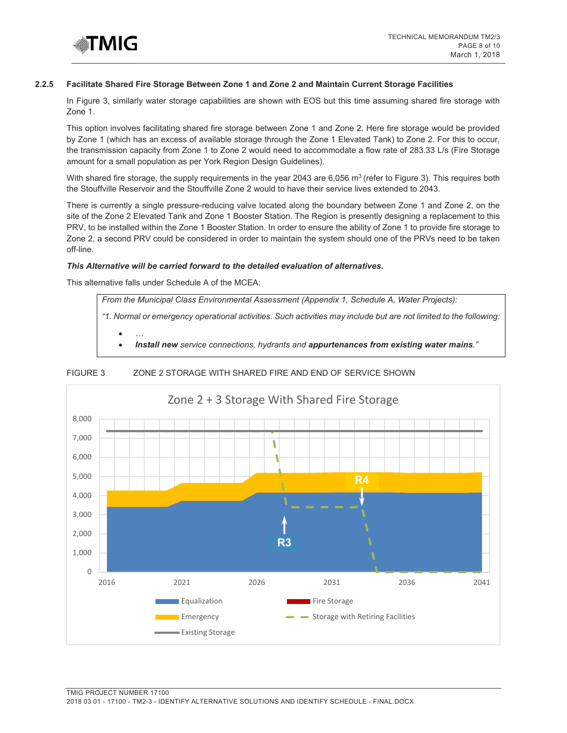### 2.2.5 Facilitate Shared Fire Storage Between Zone 1 and Zone 2 and Maintain Current Storage Facilities

In Figure 3, similarly water storage capabilities are shown with EOS but this time assuming shared fire storage with Zone 1.

This option involves facilitating shared fire storage between Zone 1 and Zone 2. Here fire storage would be provided by Zone 1 (which has an excess of available storage through the Zone 1 Elevated Tank) to Zone 2. For this to occur, the transmission capacity from Zone 1 to Zone 2 would need to accommodate a flow rate of 283.33 L/s (Fire Storage amount for a small population as per York Region Design Guidelines).

With shared fire storage, the supply requirements in the year 2043 are 6,056 $m^3$ (refer to Figure 3). This requires both the Stouffville Reservoir and the Stouffville Zone 2 would to have their service lives extended to 2043.

There is currently a single pressure-reducing valve located along the boundary between Zone 1 and Zone 2, on the site of the Zone 2 Elevated Tank and Zone 1 Booster Station. The Region is presently designing a replacement to this PRV, to be installed within the Zone 1 Booster Station. In order to ensure the ability of Zone 1 to provide fire storage to Zone 2, a second PRV could be considered in order to maintain the system should one of the PRVs need to be taken off-line.

***This Alternative will be carried forward to the detailed evaluation of alternatives.***

This alternative falls under Schedule A of the MCEA:

> *From the Municipal Class Environmental Assessment (Appendix 1, Schedule A, Water Projects):*
>
> *"1. Normal or emergency operational activities. Such activities may include but are not limited to the following:*
>
> - *…*
> - ***Install new** service connections, hydrants and **appurtenances from existing water mains**."*

FIGURE 3 ZONE 2 STORAGE WITH SHARED FIRE AND END OF SERVICE SHOWN

Zone 2 + 3 Storage With Shared Fire Storage

Legend: Equalization; Emergency; Existing Storage; Fire Storage; Storage with Retiring Facilities. Labels: R3, R4.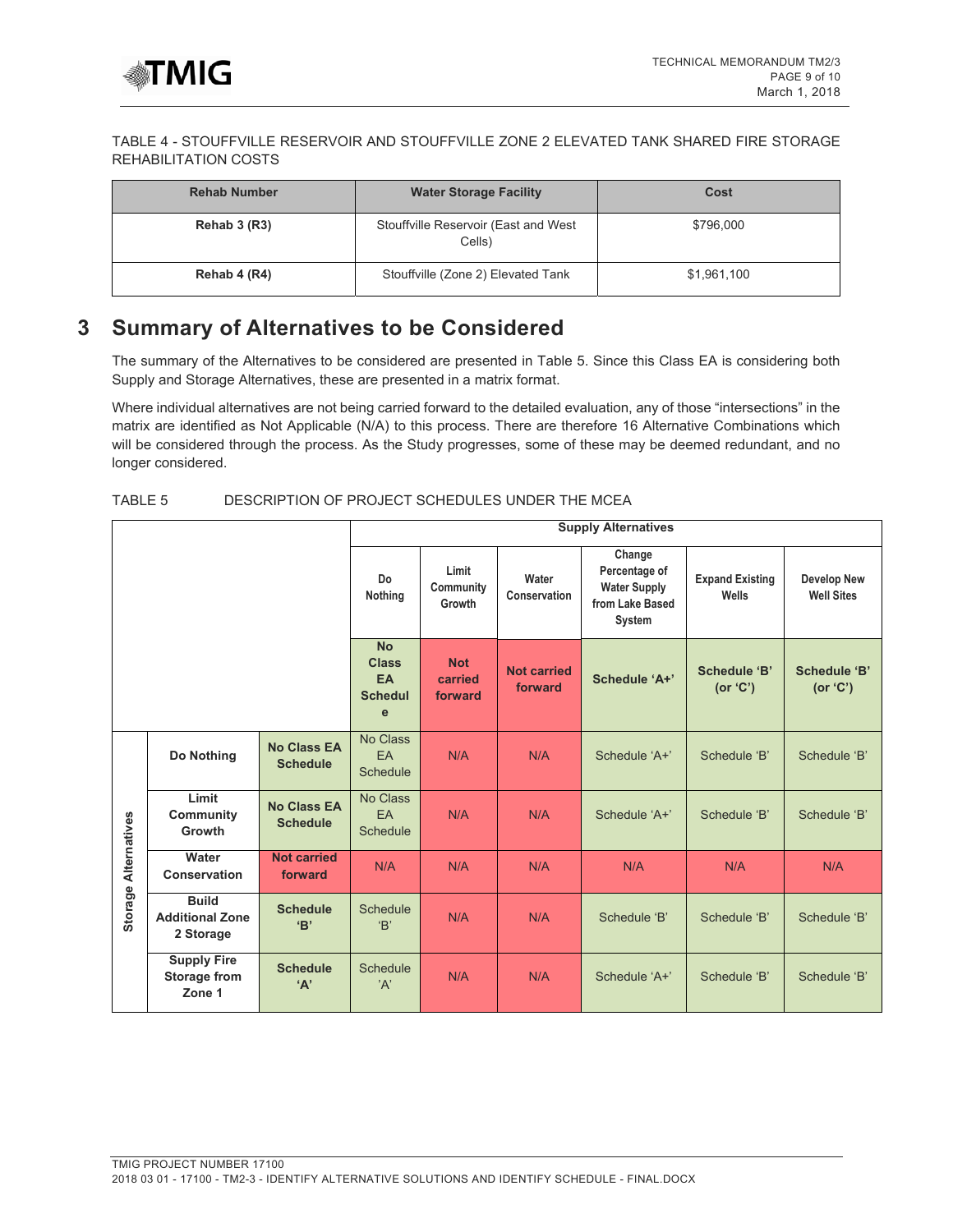TABLE 4 - STOUFFVILLE RESERVOIR AND STOUFFVILLE ZONE 2 ELEVATED TANK SHARED FIRE STORAGE REHABILITATION COSTS

| Rehab Number | Water Storage Facility | Cost |
|---|---|---|
| **Rehab 3 (R3)** | Stouffville Reservoir (East and West Cells) | $796,000 |
| **Rehab 4 (R4)** | Stouffville (Zone 2) Elevated Tank | $1,961,100 |

# 3 Summary of Alternatives to be Considered

The summary of the Alternatives to be considered are presented in Table 5. Since this Class EA is considering both Supply and Storage Alternatives, these are presented in a matrix format.

Where individual alternatives are not being carried forward to the detailed evaluation, any of those "intersections" in the matrix are identified as Not Applicable (N/A) to this process. There are therefore 16 Alternative Combinations which will be considered through the process. As the Study progresses, some of these may be deemed redundant, and no longer considered.

TABLE 5 DESCRIPTION OF PROJECT SCHEDULES UNDER THE MCEA

| | | | **Supply Alternatives** | | | | | |
|---|---|---|---|---|---|---|---|---|
| | | | **Do Nothing** | **Limit Community Growth** | **Water Conservation** | **Change Percentage of Water Supply from Lake Based System** | **Expand Existing Wells** | **Develop New Well Sites** |
| | | | **No Class EA Schedule** | **Not carried forward** | **Not carried forward** | **Schedule 'A+'** | **Schedule 'B' (or 'C')** | **Schedule 'B' (or 'C')** |
| **Storage Alternatives** | **Do Nothing** | **No Class EA Schedule** | No Class EA Schedule | N/A | N/A | Schedule 'A+' | Schedule 'B' | Schedule 'B' |
| | **Limit Community Growth** | **No Class EA Schedule** | No Class EA Schedule | N/A | N/A | Schedule 'A+' | Schedule 'B' | Schedule 'B' |
| | **Water Conservation** | **Not carried forward** | N/A | N/A | N/A | N/A | N/A | N/A |
| | **Build Additional Zone 2 Storage** | **Schedule 'B'** | Schedule 'B' | N/A | N/A | Schedule 'B' | Schedule 'B' | Schedule 'B' |
| | **Supply Fire Storage from Zone 1** | **Schedule 'A'** | Schedule 'A' | N/A | N/A | Schedule 'A+' | Schedule 'B' | Schedule 'B' |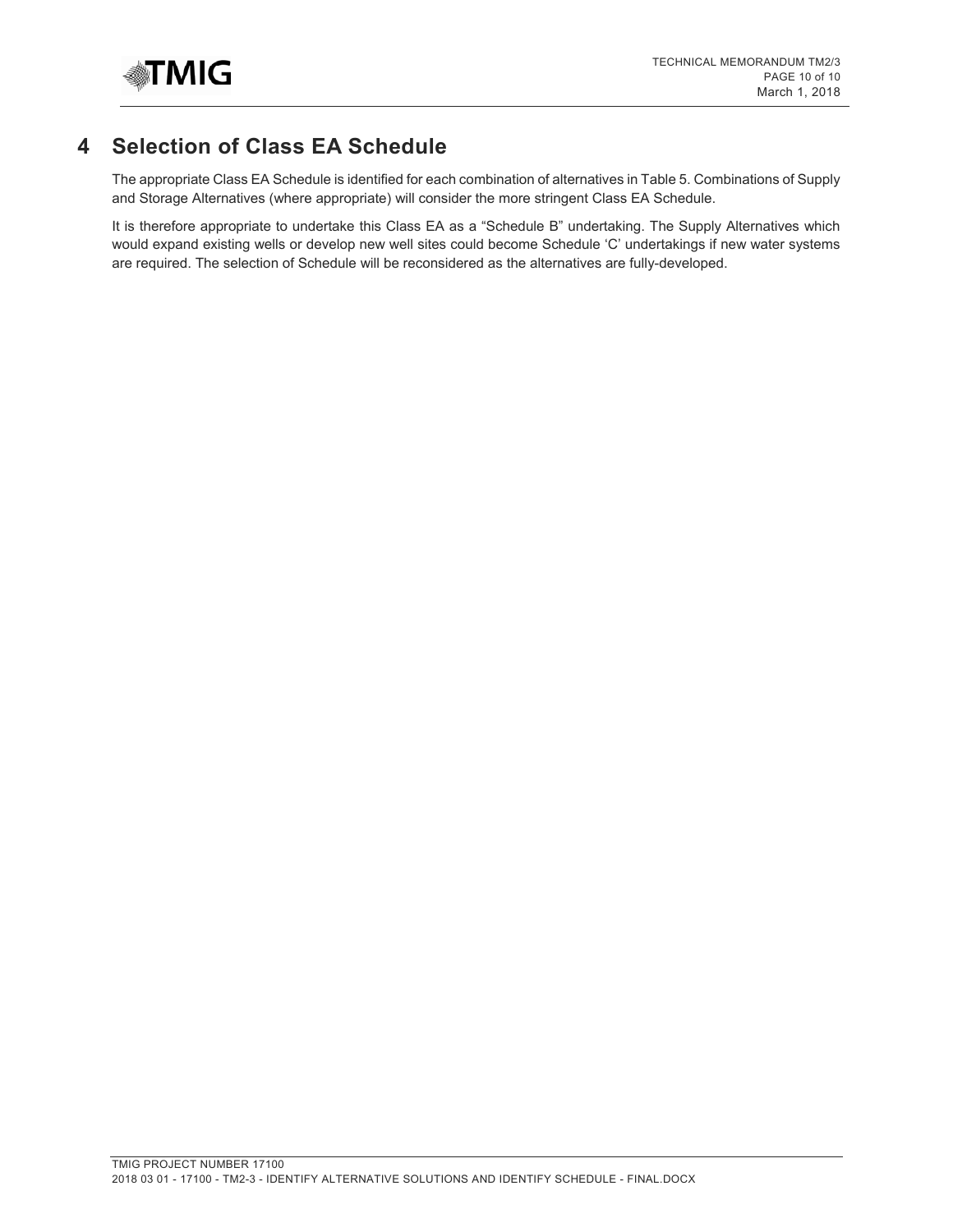# 4 Selection of Class EA Schedule

The appropriate Class EA Schedule is identified for each combination of alternatives in Table 5. Combinations of Supply and Storage Alternatives (where appropriate) will consider the more stringent Class EA Schedule.

It is therefore appropriate to undertake this Class EA as a "Schedule B" undertaking. The Supply Alternatives which would expand existing wells or develop new well sites could become Schedule 'C' undertakings if new water systems are required. The selection of Schedule will be reconsidered as the alternatives are fully-developed.